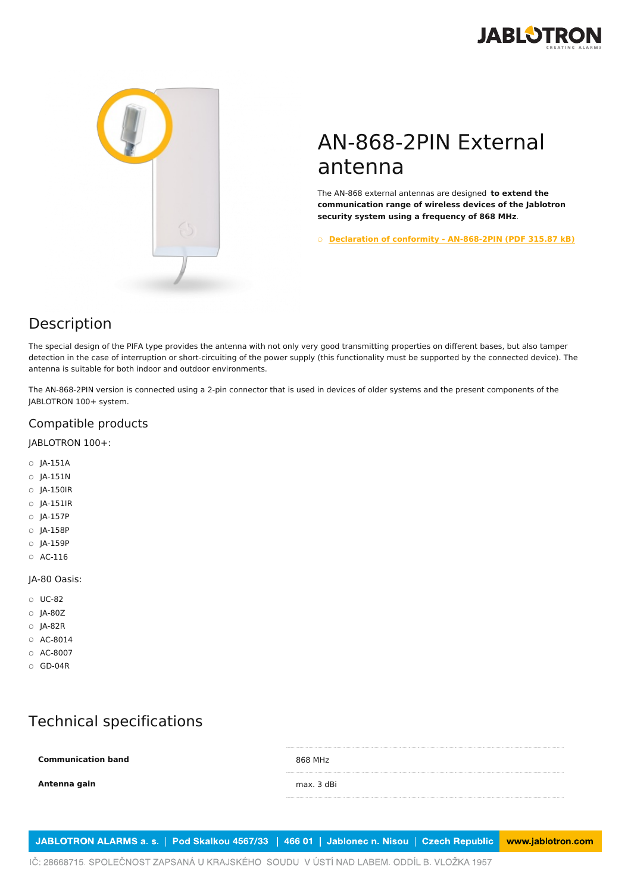# AN-868-2PIN External antenna

The AN-868 external antennas are designed **to extend the communication range of wireless devices of the Jablotron security system using a frequency of 868 MHz**.

- **Declaration of conformity - AN-868-2PIN (PDF 315.87 kB)**

## Description

The special design of the PIFA type provides the antenna with not only very good transmitting properties on different bases, but also tamper detection in the case of interruption or short-circuiting of the power supply (this functionality must be supported by the connected device). The antenna is suitable for both indoor and outdoor environments.

The AN-868-2PIN version is connected using a 2-pin connector that is used in devices of older systems and the present components of the JABLOTRON 100+ system.

### Compatible products

JABLOTRON 100+:

- JA-151A
- JA-151N
- JA-150IR
- JA-151IR
- JA-157P
- JA-158P
- JA-159P
- AC-116

JA-80 Oasis:

- UC-82
- JA-80Z
- JA-82R
- AC-8014
- AC-8007
- GD-04R

## Technical specifications

| | |
|---|---|
| **Communication band** | 868 MHz |
| **Antenna gain** | max. 3 dBi |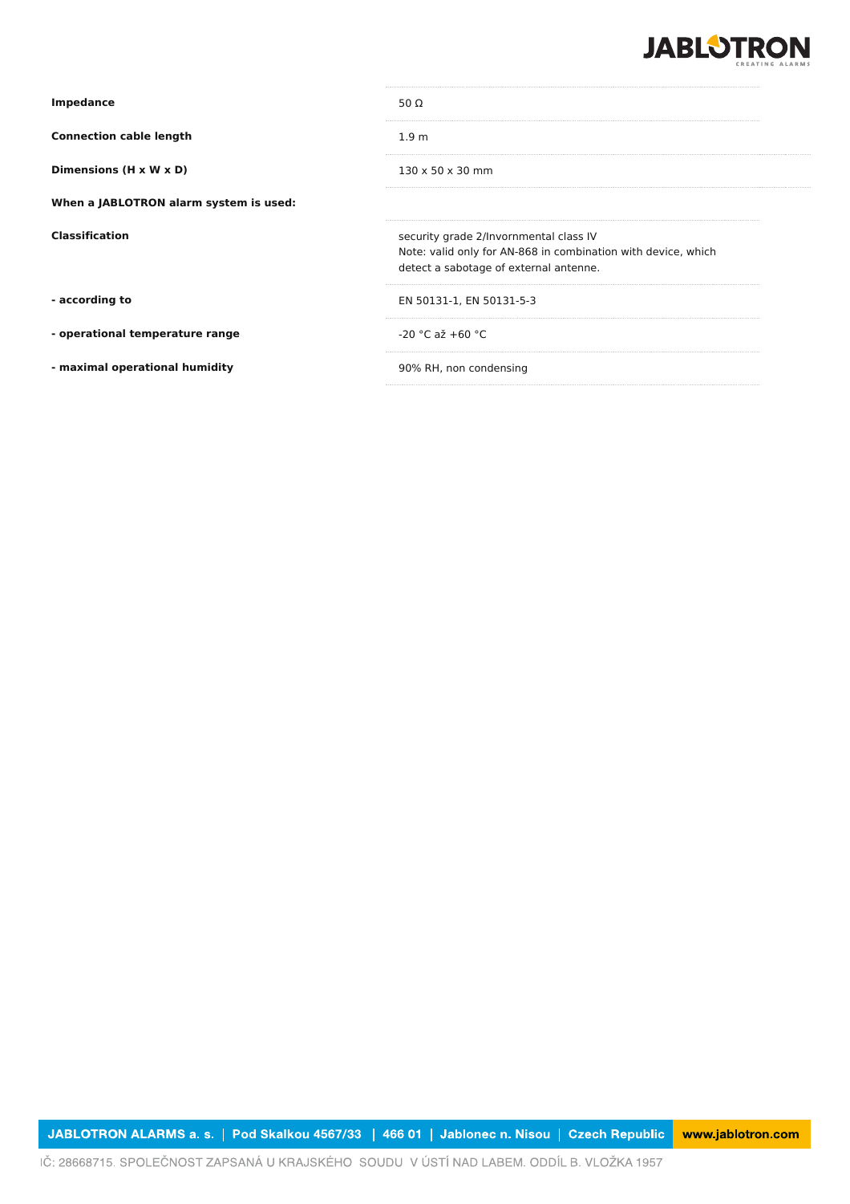| | |
|---|---|
| **Impedance** | 50 Ω |
| **Connection cable length** | 1.9 m |
| **Dimensions (H x W x D)** | 130 x 50 x 30 mm |
| **When a JABLOTRON alarm system is used:** | |
| **Classification** | security grade 2/Invornmental class IV<br>Note: valid only for AN-868 in combination with device, which detect a sabotage of external antenne. |
| **- according to** | EN 50131-1, EN 50131-5-3 |
| **- operational temperature range** | -20 °C až +60 °C |
| **- maximal operational humidity** | 90% RH, non condensing |